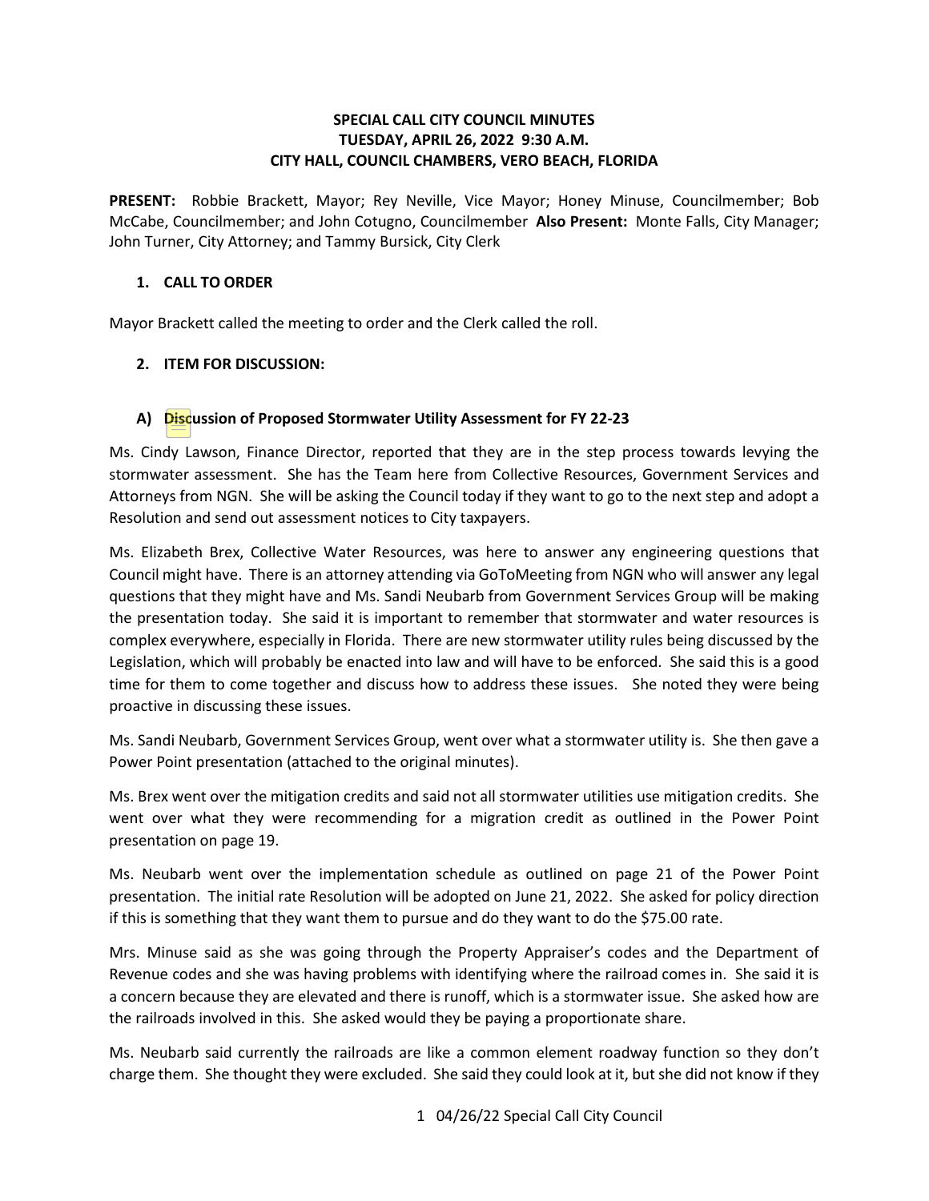**SPECIAL CALL CITY COUNCIL MINUTES**
**TUESDAY, APRIL 26, 2022 9:30 A.M.**
**CITY HALL, COUNCIL CHAMBERS, VERO BEACH, FLORIDA**

**PRESENT:** Robbie Brackett, Mayor; Rey Neville, Vice Mayor; Honey Minuse, Councilmember; Bob McCabe, Councilmember; and John Cotugno, Councilmember **Also Present:** Monte Falls, City Manager; John Turner, City Attorney; and Tammy Bursick, City Clerk

## 1. CALL TO ORDER

Mayor Brackett called the meeting to order and the Clerk called the roll.

## 2. ITEM FOR DISCUSSION:

### A) Discussion of Proposed Stormwater Utility Assessment for FY 22-23

Ms. Cindy Lawson, Finance Director, reported that they are in the step process towards levying the stormwater assessment. She has the Team here from Collective Resources, Government Services and Attorneys from NGN. She will be asking the Council today if they want to go to the next step and adopt a Resolution and send out assessment notices to City taxpayers.

Ms. Elizabeth Brex, Collective Water Resources, was here to answer any engineering questions that Council might have. There is an attorney attending via GoToMeeting from NGN who will answer any legal questions that they might have and Ms. Sandi Neubarb from Government Services Group will be making the presentation today. She said it is important to remember that stormwater and water resources is complex everywhere, especially in Florida. There are new stormwater utility rules being discussed by the Legislation, which will probably be enacted into law and will have to be enforced. She said this is a good time for them to come together and discuss how to address these issues. She noted they were being proactive in discussing these issues.

Ms. Sandi Neubarb, Government Services Group, went over what a stormwater utility is. She then gave a Power Point presentation (attached to the original minutes).

Ms. Brex went over the mitigation credits and said not all stormwater utilities use mitigation credits. She went over what they were recommending for a migration credit as outlined in the Power Point presentation on page 19.

Ms. Neubarb went over the implementation schedule as outlined on page 21 of the Power Point presentation. The initial rate Resolution will be adopted on June 21, 2022. She asked for policy direction if this is something that they want them to pursue and do they want to do the $75.00 rate.

Mrs. Minuse said as she was going through the Property Appraiser's codes and the Department of Revenue codes and she was having problems with identifying where the railroad comes in. She said it is a concern because they are elevated and there is runoff, which is a stormwater issue. She asked how are the railroads involved in this. She asked would they be paying a proportionate share.

Ms. Neubarb said currently the railroads are like a common element roadway function so they don't charge them. She thought they were excluded. She said they could look at it, but she did not know if they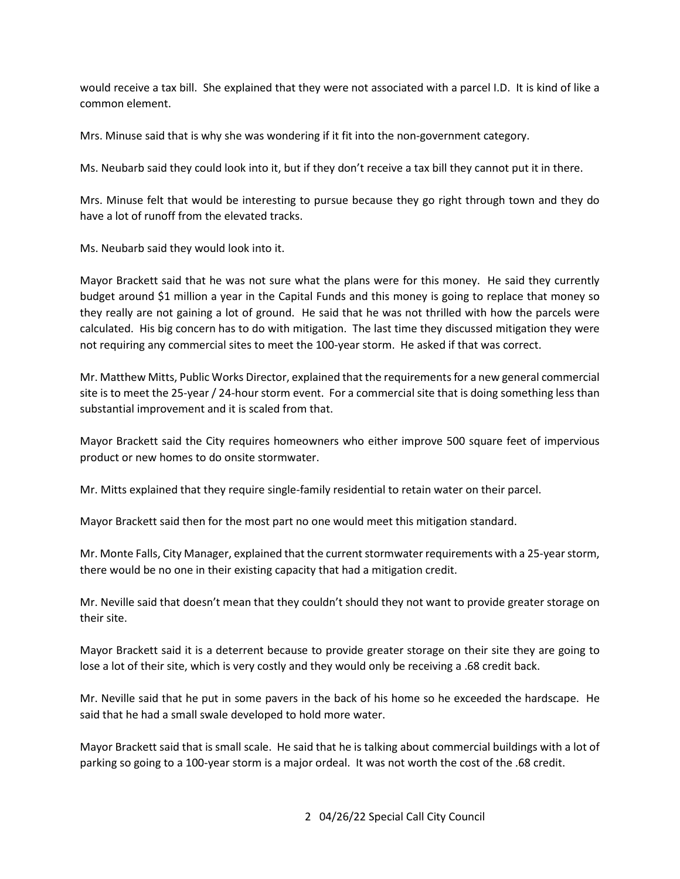would receive a tax bill. She explained that they were not associated with a parcel I.D. It is kind of like a common element.

Mrs. Minuse said that is why she was wondering if it fit into the non-government category.

Ms. Neubarb said they could look into it, but if they don't receive a tax bill they cannot put it in there.

Mrs. Minuse felt that would be interesting to pursue because they go right through town and they do have a lot of runoff from the elevated tracks.

Ms. Neubarb said they would look into it.

Mayor Brackett said that he was not sure what the plans were for this money. He said they currently budget around $1 million a year in the Capital Funds and this money is going to replace that money so they really are not gaining a lot of ground. He said that he was not thrilled with how the parcels were calculated. His big concern has to do with mitigation. The last time they discussed mitigation they were not requiring any commercial sites to meet the 100-year storm. He asked if that was correct.

Mr. Matthew Mitts, Public Works Director, explained that the requirements for a new general commercial site is to meet the 25-year / 24-hour storm event. For a commercial site that is doing something less than substantial improvement and it is scaled from that.

Mayor Brackett said the City requires homeowners who either improve 500 square feet of impervious product or new homes to do onsite stormwater.

Mr. Mitts explained that they require single-family residential to retain water on their parcel.

Mayor Brackett said then for the most part no one would meet this mitigation standard.

Mr. Monte Falls, City Manager, explained that the current stormwater requirements with a 25-year storm, there would be no one in their existing capacity that had a mitigation credit.

Mr. Neville said that doesn't mean that they couldn't should they not want to provide greater storage on their site.

Mayor Brackett said it is a deterrent because to provide greater storage on their site they are going to lose a lot of their site, which is very costly and they would only be receiving a .68 credit back.

Mr. Neville said that he put in some pavers in the back of his home so he exceeded the hardscape. He said that he had a small swale developed to hold more water.

Mayor Brackett said that is small scale. He said that he is talking about commercial buildings with a lot of parking so going to a 100-year storm is a major ordeal. It was not worth the cost of the .68 credit.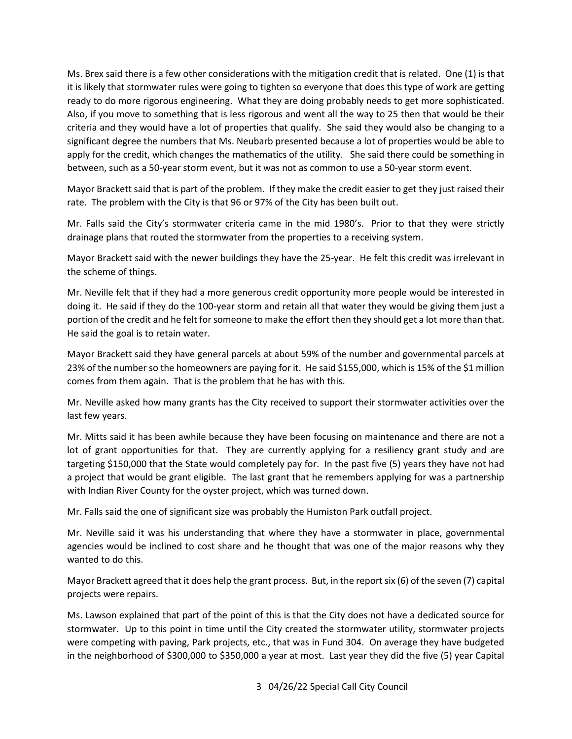Ms. Brex said there is a few other considerations with the mitigation credit that is related. One (1) is that it is likely that stormwater rules were going to tighten so everyone that does this type of work are getting ready to do more rigorous engineering. What they are doing probably needs to get more sophisticated. Also, if you move to something that is less rigorous and went all the way to 25 then that would be their criteria and they would have a lot of properties that qualify. She said they would also be changing to a significant degree the numbers that Ms. Neubarb presented because a lot of properties would be able to apply for the credit, which changes the mathematics of the utility. She said there could be something in between, such as a 50-year storm event, but it was not as common to use a 50-year storm event.

Mayor Brackett said that is part of the problem. If they make the credit easier to get they just raised their rate. The problem with the City is that 96 or 97% of the City has been built out.

Mr. Falls said the City's stormwater criteria came in the mid 1980's. Prior to that they were strictly drainage plans that routed the stormwater from the properties to a receiving system.

Mayor Brackett said with the newer buildings they have the 25-year. He felt this credit was irrelevant in the scheme of things.

Mr. Neville felt that if they had a more generous credit opportunity more people would be interested in doing it. He said if they do the 100-year storm and retain all that water they would be giving them just a portion of the credit and he felt for someone to make the effort then they should get a lot more than that. He said the goal is to retain water.

Mayor Brackett said they have general parcels at about 59% of the number and governmental parcels at 23% of the number so the homeowners are paying for it. He said $155,000, which is 15% of the $1 million comes from them again. That is the problem that he has with this.

Mr. Neville asked how many grants has the City received to support their stormwater activities over the last few years.

Mr. Mitts said it has been awhile because they have been focusing on maintenance and there are not a lot of grant opportunities for that. They are currently applying for a resiliency grant study and are targeting $150,000 that the State would completely pay for. In the past five (5) years they have not had a project that would be grant eligible. The last grant that he remembers applying for was a partnership with Indian River County for the oyster project, which was turned down.

Mr. Falls said the one of significant size was probably the Humiston Park outfall project.

Mr. Neville said it was his understanding that where they have a stormwater in place, governmental agencies would be inclined to cost share and he thought that was one of the major reasons why they wanted to do this.

Mayor Brackett agreed that it does help the grant process. But, in the report six (6) of the seven (7) capital projects were repairs.

Ms. Lawson explained that part of the point of this is that the City does not have a dedicated source for stormwater. Up to this point in time until the City created the stormwater utility, stormwater projects were competing with paving, Park projects, etc., that was in Fund 304. On average they have budgeted in the neighborhood of $300,000 to $350,000 a year at most. Last year they did the five (5) year Capital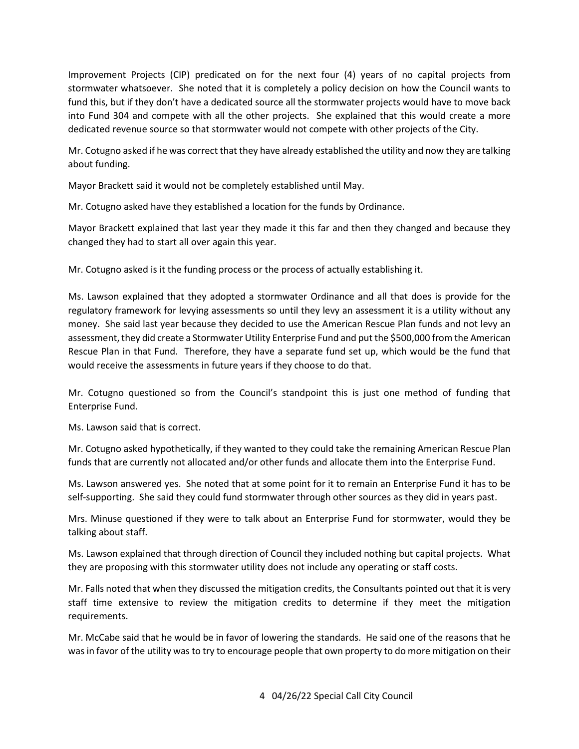Improvement Projects (CIP) predicated on for the next four (4) years of no capital projects from stormwater whatsoever. She noted that it is completely a policy decision on how the Council wants to fund this, but if they don't have a dedicated source all the stormwater projects would have to move back into Fund 304 and compete with all the other projects. She explained that this would create a more dedicated revenue source so that stormwater would not compete with other projects of the City.

Mr. Cotugno asked if he was correct that they have already established the utility and now they are talking about funding.

Mayor Brackett said it would not be completely established until May.

Mr. Cotugno asked have they established a location for the funds by Ordinance.

Mayor Brackett explained that last year they made it this far and then they changed and because they changed they had to start all over again this year.

Mr. Cotugno asked is it the funding process or the process of actually establishing it.

Ms. Lawson explained that they adopted a stormwater Ordinance and all that does is provide for the regulatory framework for levying assessments so until they levy an assessment it is a utility without any money. She said last year because they decided to use the American Rescue Plan funds and not levy an assessment, they did create a Stormwater Utility Enterprise Fund and put the $500,000 from the American Rescue Plan in that Fund. Therefore, they have a separate fund set up, which would be the fund that would receive the assessments in future years if they choose to do that.

Mr. Cotugno questioned so from the Council's standpoint this is just one method of funding that Enterprise Fund.

Ms. Lawson said that is correct.

Mr. Cotugno asked hypothetically, if they wanted to they could take the remaining American Rescue Plan funds that are currently not allocated and/or other funds and allocate them into the Enterprise Fund.

Ms. Lawson answered yes. She noted that at some point for it to remain an Enterprise Fund it has to be self-supporting. She said they could fund stormwater through other sources as they did in years past.

Mrs. Minuse questioned if they were to talk about an Enterprise Fund for stormwater, would they be talking about staff.

Ms. Lawson explained that through direction of Council they included nothing but capital projects. What they are proposing with this stormwater utility does not include any operating or staff costs.

Mr. Falls noted that when they discussed the mitigation credits, the Consultants pointed out that it is very staff time extensive to review the mitigation credits to determine if they meet the mitigation requirements.

Mr. McCabe said that he would be in favor of lowering the standards. He said one of the reasons that he was in favor of the utility was to try to encourage people that own property to do more mitigation on their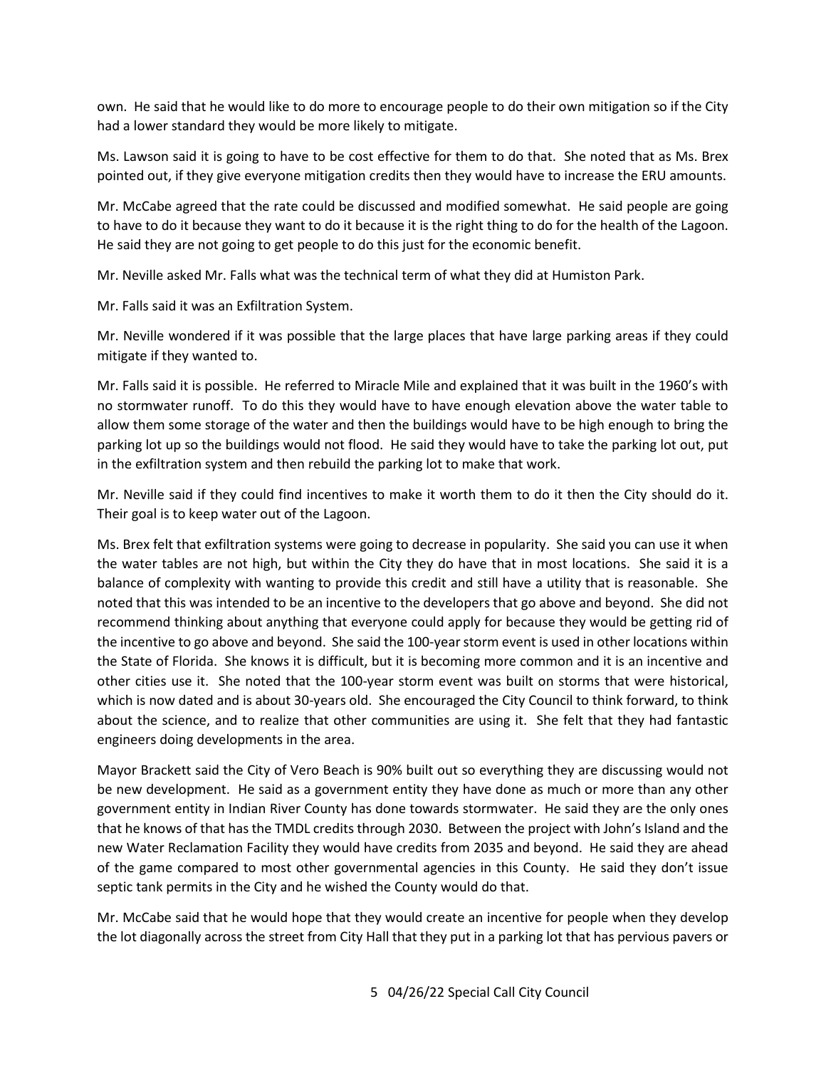own. He said that he would like to do more to encourage people to do their own mitigation so if the City had a lower standard they would be more likely to mitigate.

Ms. Lawson said it is going to have to be cost effective for them to do that. She noted that as Ms. Brex pointed out, if they give everyone mitigation credits then they would have to increase the ERU amounts.

Mr. McCabe agreed that the rate could be discussed and modified somewhat. He said people are going to have to do it because they want to do it because it is the right thing to do for the health of the Lagoon. He said they are not going to get people to do this just for the economic benefit.

Mr. Neville asked Mr. Falls what was the technical term of what they did at Humiston Park.

Mr. Falls said it was an Exfiltration System.

Mr. Neville wondered if it was possible that the large places that have large parking areas if they could mitigate if they wanted to.

Mr. Falls said it is possible. He referred to Miracle Mile and explained that it was built in the 1960's with no stormwater runoff. To do this they would have to have enough elevation above the water table to allow them some storage of the water and then the buildings would have to be high enough to bring the parking lot up so the buildings would not flood. He said they would have to take the parking lot out, put in the exfiltration system and then rebuild the parking lot to make that work.

Mr. Neville said if they could find incentives to make it worth them to do it then the City should do it. Their goal is to keep water out of the Lagoon.

Ms. Brex felt that exfiltration systems were going to decrease in popularity. She said you can use it when the water tables are not high, but within the City they do have that in most locations. She said it is a balance of complexity with wanting to provide this credit and still have a utility that is reasonable. She noted that this was intended to be an incentive to the developers that go above and beyond. She did not recommend thinking about anything that everyone could apply for because they would be getting rid of the incentive to go above and beyond. She said the 100-year storm event is used in other locations within the State of Florida. She knows it is difficult, but it is becoming more common and it is an incentive and other cities use it. She noted that the 100-year storm event was built on storms that were historical, which is now dated and is about 30-years old. She encouraged the City Council to think forward, to think about the science, and to realize that other communities are using it. She felt that they had fantastic engineers doing developments in the area.

Mayor Brackett said the City of Vero Beach is 90% built out so everything they are discussing would not be new development. He said as a government entity they have done as much or more than any other government entity in Indian River County has done towards stormwater. He said they are the only ones that he knows of that has the TMDL credits through 2030. Between the project with John's Island and the new Water Reclamation Facility they would have credits from 2035 and beyond. He said they are ahead of the game compared to most other governmental agencies in this County. He said they don't issue septic tank permits in the City and he wished the County would do that.

Mr. McCabe said that he would hope that they would create an incentive for people when they develop the lot diagonally across the street from City Hall that they put in a parking lot that has pervious pavers or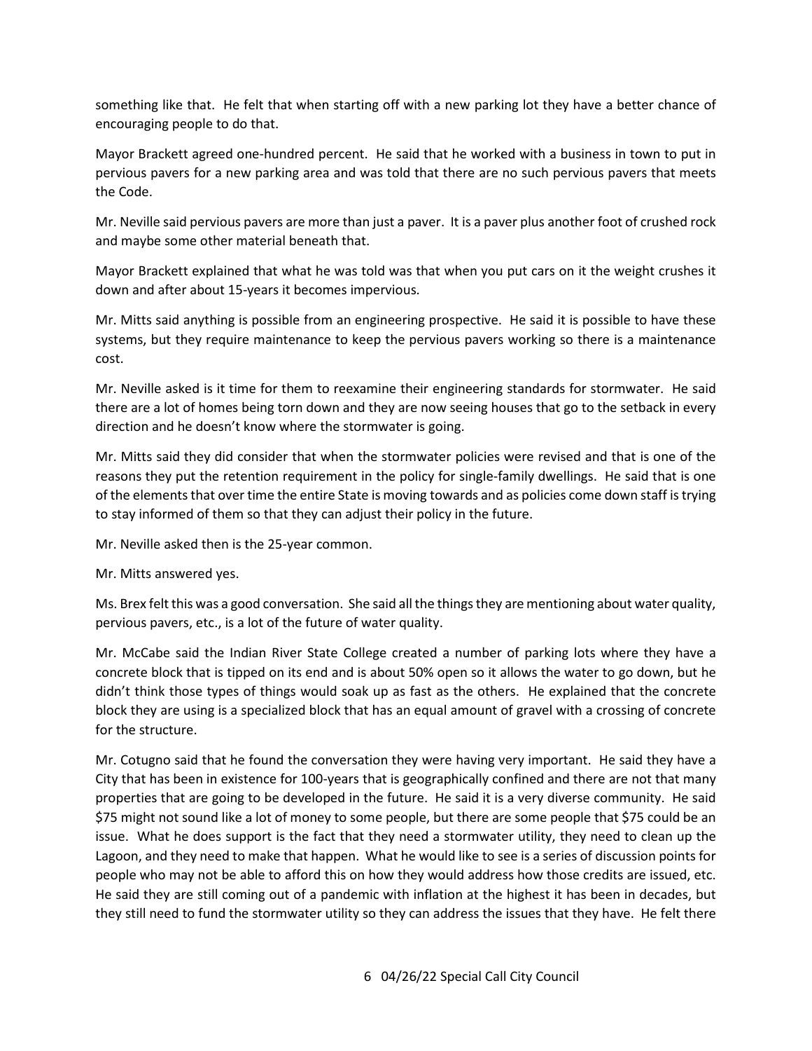something like that. He felt that when starting off with a new parking lot they have a better chance of encouraging people to do that.

Mayor Brackett agreed one-hundred percent. He said that he worked with a business in town to put in pervious pavers for a new parking area and was told that there are no such pervious pavers that meets the Code.

Mr. Neville said pervious pavers are more than just a paver. It is a paver plus another foot of crushed rock and maybe some other material beneath that.

Mayor Brackett explained that what he was told was that when you put cars on it the weight crushes it down and after about 15-years it becomes impervious.

Mr. Mitts said anything is possible from an engineering prospective. He said it is possible to have these systems, but they require maintenance to keep the pervious pavers working so there is a maintenance cost.

Mr. Neville asked is it time for them to reexamine their engineering standards for stormwater. He said there are a lot of homes being torn down and they are now seeing houses that go to the setback in every direction and he doesn't know where the stormwater is going.

Mr. Mitts said they did consider that when the stormwater policies were revised and that is one of the reasons they put the retention requirement in the policy for single-family dwellings. He said that is one of the elements that over time the entire State is moving towards and as policies come down staff is trying to stay informed of them so that they can adjust their policy in the future.

Mr. Neville asked then is the 25-year common.

Mr. Mitts answered yes.

Ms. Brex felt this was a good conversation. She said all the things they are mentioning about water quality, pervious pavers, etc., is a lot of the future of water quality.

Mr. McCabe said the Indian River State College created a number of parking lots where they have a concrete block that is tipped on its end and is about 50% open so it allows the water to go down, but he didn't think those types of things would soak up as fast as the others. He explained that the concrete block they are using is a specialized block that has an equal amount of gravel with a crossing of concrete for the structure.

Mr. Cotugno said that he found the conversation they were having very important. He said they have a City that has been in existence for 100-years that is geographically confined and there are not that many properties that are going to be developed in the future. He said it is a very diverse community. He said $75 might not sound like a lot of money to some people, but there are some people that $75 could be an issue. What he does support is the fact that they need a stormwater utility, they need to clean up the Lagoon, and they need to make that happen. What he would like to see is a series of discussion points for people who may not be able to afford this on how they would address how those credits are issued, etc. He said they are still coming out of a pandemic with inflation at the highest it has been in decades, but they still need to fund the stormwater utility so they can address the issues that they have. He felt there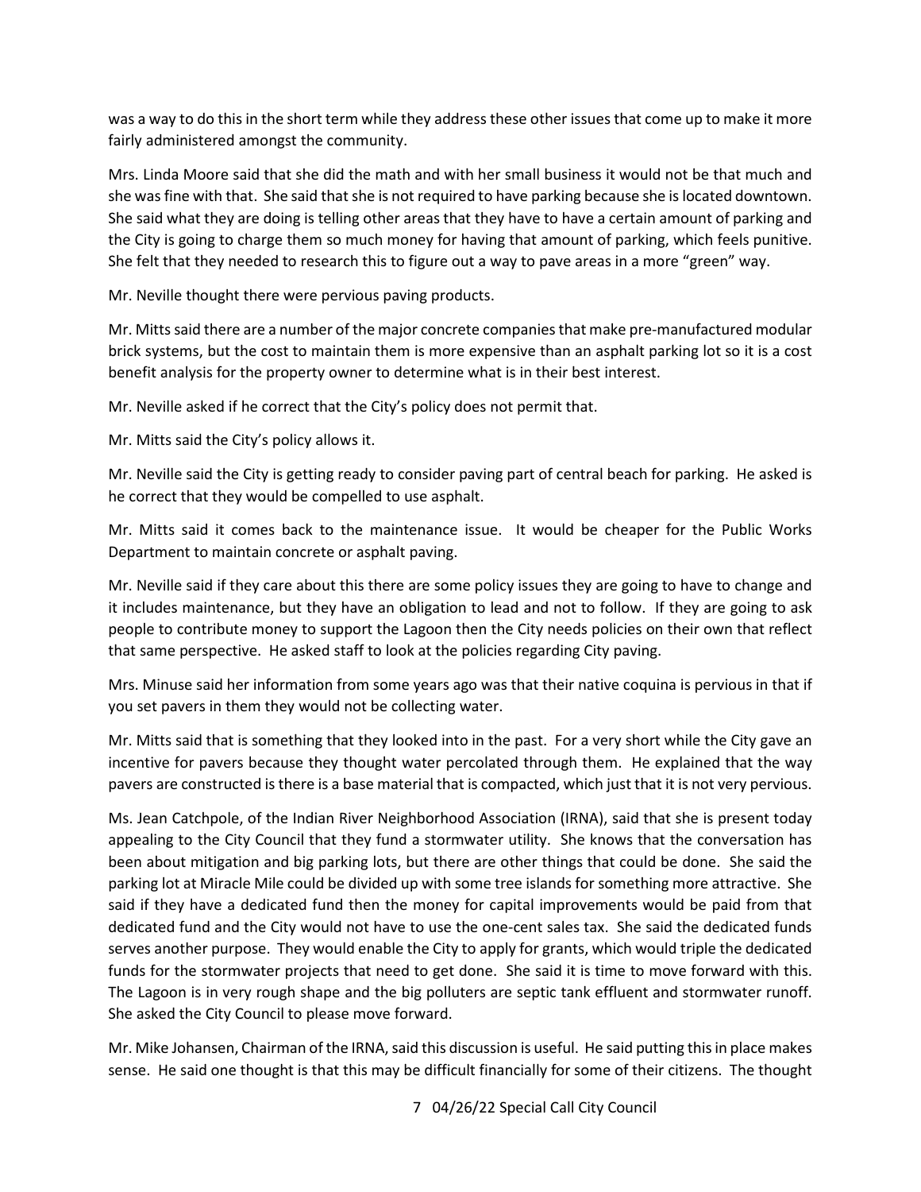was a way to do this in the short term while they address these other issues that come up to make it more fairly administered amongst the community.

Mrs. Linda Moore said that she did the math and with her small business it would not be that much and she was fine with that. She said that she is not required to have parking because she is located downtown. She said what they are doing is telling other areas that they have to have a certain amount of parking and the City is going to charge them so much money for having that amount of parking, which feels punitive. She felt that they needed to research this to figure out a way to pave areas in a more "green" way.

Mr. Neville thought there were pervious paving products.

Mr. Mitts said there are a number of the major concrete companies that make pre-manufactured modular brick systems, but the cost to maintain them is more expensive than an asphalt parking lot so it is a cost benefit analysis for the property owner to determine what is in their best interest.

Mr. Neville asked if he correct that the City's policy does not permit that.

Mr. Mitts said the City's policy allows it.

Mr. Neville said the City is getting ready to consider paving part of central beach for parking. He asked is he correct that they would be compelled to use asphalt.

Mr. Mitts said it comes back to the maintenance issue. It would be cheaper for the Public Works Department to maintain concrete or asphalt paving.

Mr. Neville said if they care about this there are some policy issues they are going to have to change and it includes maintenance, but they have an obligation to lead and not to follow. If they are going to ask people to contribute money to support the Lagoon then the City needs policies on their own that reflect that same perspective. He asked staff to look at the policies regarding City paving.

Mrs. Minuse said her information from some years ago was that their native coquina is pervious in that if you set pavers in them they would not be collecting water.

Mr. Mitts said that is something that they looked into in the past. For a very short while the City gave an incentive for pavers because they thought water percolated through them. He explained that the way pavers are constructed is there is a base material that is compacted, which just that it is not very pervious.

Ms. Jean Catchpole, of the Indian River Neighborhood Association (IRNA), said that she is present today appealing to the City Council that they fund a stormwater utility. She knows that the conversation has been about mitigation and big parking lots, but there are other things that could be done. She said the parking lot at Miracle Mile could be divided up with some tree islands for something more attractive. She said if they have a dedicated fund then the money for capital improvements would be paid from that dedicated fund and the City would not have to use the one-cent sales tax. She said the dedicated funds serves another purpose. They would enable the City to apply for grants, which would triple the dedicated funds for the stormwater projects that need to get done. She said it is time to move forward with this. The Lagoon is in very rough shape and the big polluters are septic tank effluent and stormwater runoff. She asked the City Council to please move forward.

Mr. Mike Johansen, Chairman of the IRNA, said this discussion is useful. He said putting this in place makes sense. He said one thought is that this may be difficult financially for some of their citizens. The thought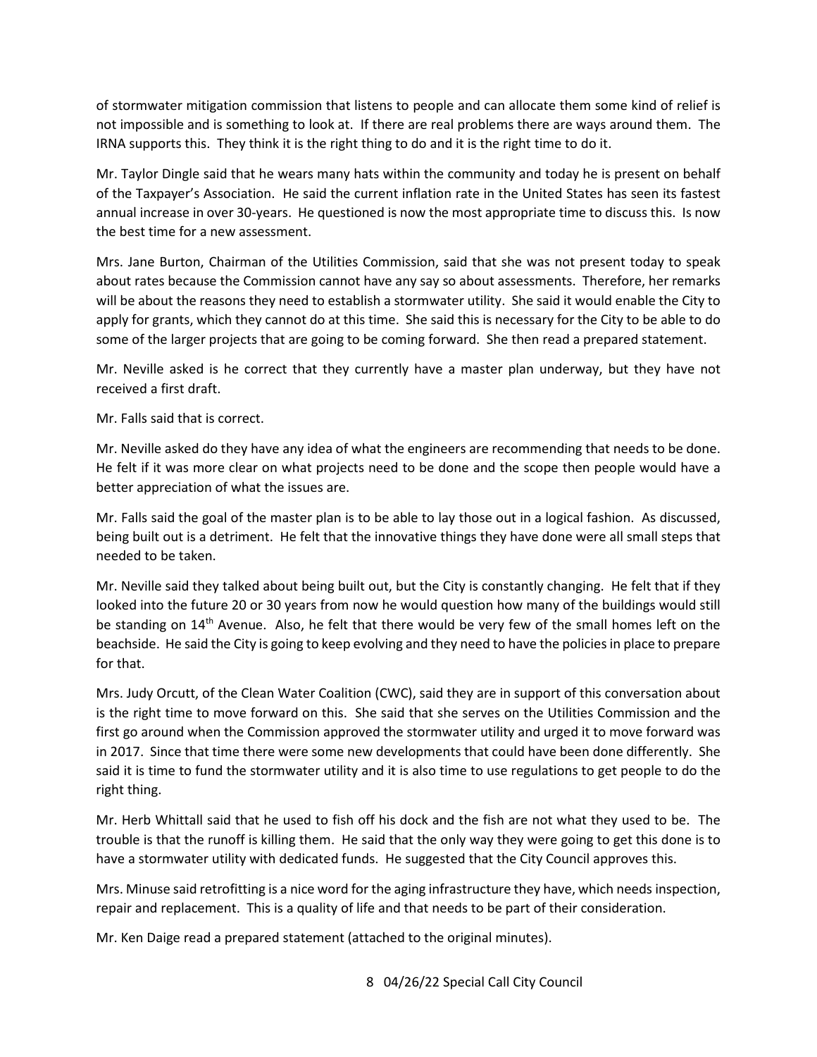of stormwater mitigation commission that listens to people and can allocate them some kind of relief is not impossible and is something to look at. If there are real problems there are ways around them. The IRNA supports this. They think it is the right thing to do and it is the right time to do it.

Mr. Taylor Dingle said that he wears many hats within the community and today he is present on behalf of the Taxpayer's Association. He said the current inflation rate in the United States has seen its fastest annual increase in over 30-years. He questioned is now the most appropriate time to discuss this. Is now the best time for a new assessment.

Mrs. Jane Burton, Chairman of the Utilities Commission, said that she was not present today to speak about rates because the Commission cannot have any say so about assessments. Therefore, her remarks will be about the reasons they need to establish a stormwater utility. She said it would enable the City to apply for grants, which they cannot do at this time. She said this is necessary for the City to be able to do some of the larger projects that are going to be coming forward. She then read a prepared statement.

Mr. Neville asked is he correct that they currently have a master plan underway, but they have not received a first draft.

Mr. Falls said that is correct.

Mr. Neville asked do they have any idea of what the engineers are recommending that needs to be done. He felt if it was more clear on what projects need to be done and the scope then people would have a better appreciation of what the issues are.

Mr. Falls said the goal of the master plan is to be able to lay those out in a logical fashion. As discussed, being built out is a detriment. He felt that the innovative things they have done were all small steps that needed to be taken.

Mr. Neville said they talked about being built out, but the City is constantly changing. He felt that if they looked into the future 20 or 30 years from now he would question how many of the buildings would still be standing on 14th Avenue. Also, he felt that there would be very few of the small homes left on the beachside. He said the City is going to keep evolving and they need to have the policies in place to prepare for that.

Mrs. Judy Orcutt, of the Clean Water Coalition (CWC), said they are in support of this conversation about is the right time to move forward on this. She said that she serves on the Utilities Commission and the first go around when the Commission approved the stormwater utility and urged it to move forward was in 2017. Since that time there were some new developments that could have been done differently. She said it is time to fund the stormwater utility and it is also time to use regulations to get people to do the right thing.

Mr. Herb Whittall said that he used to fish off his dock and the fish are not what they used to be. The trouble is that the runoff is killing them. He said that the only way they were going to get this done is to have a stormwater utility with dedicated funds. He suggested that the City Council approves this.

Mrs. Minuse said retrofitting is a nice word for the aging infrastructure they have, which needs inspection, repair and replacement. This is a quality of life and that needs to be part of their consideration.

Mr. Ken Daige read a prepared statement (attached to the original minutes).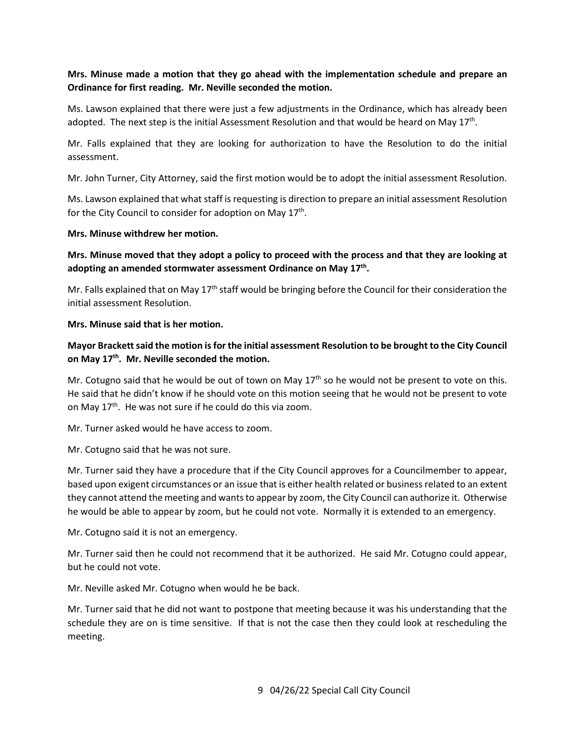**Mrs. Minuse made a motion that they go ahead with the implementation schedule and prepare an Ordinance for first reading. Mr. Neville seconded the motion.**

Ms. Lawson explained that there were just a few adjustments in the Ordinance, which has already been adopted. The next step is the initial Assessment Resolution and that would be heard on May 17th.

Mr. Falls explained that they are looking for authorization to have the Resolution to do the initial assessment.

Mr. John Turner, City Attorney, said the first motion would be to adopt the initial assessment Resolution.

Ms. Lawson explained that what staff is requesting is direction to prepare an initial assessment Resolution for the City Council to consider for adoption on May 17th.

**Mrs. Minuse withdrew her motion.**

**Mrs. Minuse moved that they adopt a policy to proceed with the process and that they are looking at adopting an amended stormwater assessment Ordinance on May 17th.**

Mr. Falls explained that on May 17th staff would be bringing before the Council for their consideration the initial assessment Resolution.

**Mrs. Minuse said that is her motion.**

**Mayor Brackett said the motion is for the initial assessment Resolution to be brought to the City Council on May 17th. Mr. Neville seconded the motion.**

Mr. Cotugno said that he would be out of town on May 17th so he would not be present to vote on this. He said that he didn't know if he should vote on this motion seeing that he would not be present to vote on May 17th. He was not sure if he could do this via zoom.

Mr. Turner asked would he have access to zoom.

Mr. Cotugno said that he was not sure.

Mr. Turner said they have a procedure that if the City Council approves for a Councilmember to appear, based upon exigent circumstances or an issue that is either health related or business related to an extent they cannot attend the meeting and wants to appear by zoom, the City Council can authorize it. Otherwise he would be able to appear by zoom, but he could not vote. Normally it is extended to an emergency.

Mr. Cotugno said it is not an emergency.

Mr. Turner said then he could not recommend that it be authorized. He said Mr. Cotugno could appear, but he could not vote.

Mr. Neville asked Mr. Cotugno when would he be back.

Mr. Turner said that he did not want to postpone that meeting because it was his understanding that the schedule they are on is time sensitive. If that is not the case then they could look at rescheduling the meeting.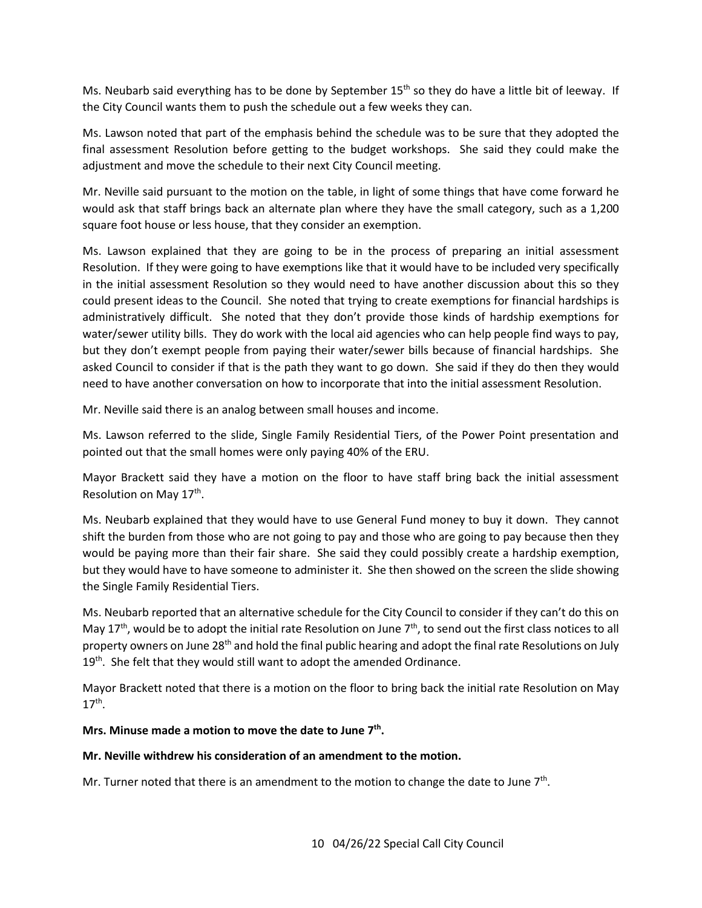Ms. Neubarb said everything has to be done by September 15th so they do have a little bit of leeway. If the City Council wants them to push the schedule out a few weeks they can.

Ms. Lawson noted that part of the emphasis behind the schedule was to be sure that they adopted the final assessment Resolution before getting to the budget workshops. She said they could make the adjustment and move the schedule to their next City Council meeting.

Mr. Neville said pursuant to the motion on the table, in light of some things that have come forward he would ask that staff brings back an alternate plan where they have the small category, such as a 1,200 square foot house or less house, that they consider an exemption.

Ms. Lawson explained that they are going to be in the process of preparing an initial assessment Resolution. If they were going to have exemptions like that it would have to be included very specifically in the initial assessment Resolution so they would need to have another discussion about this so they could present ideas to the Council. She noted that trying to create exemptions for financial hardships is administratively difficult. She noted that they don't provide those kinds of hardship exemptions for water/sewer utility bills. They do work with the local aid agencies who can help people find ways to pay, but they don't exempt people from paying their water/sewer bills because of financial hardships. She asked Council to consider if that is the path they want to go down. She said if they do then they would need to have another conversation on how to incorporate that into the initial assessment Resolution.

Mr. Neville said there is an analog between small houses and income.

Ms. Lawson referred to the slide, Single Family Residential Tiers, of the Power Point presentation and pointed out that the small homes were only paying 40% of the ERU.

Mayor Brackett said they have a motion on the floor to have staff bring back the initial assessment Resolution on May 17th.

Ms. Neubarb explained that they would have to use General Fund money to buy it down. They cannot shift the burden from those who are not going to pay and those who are going to pay because then they would be paying more than their fair share. She said they could possibly create a hardship exemption, but they would have to have someone to administer it. She then showed on the screen the slide showing the Single Family Residential Tiers.

Ms. Neubarb reported that an alternative schedule for the City Council to consider if they can't do this on May 17th, would be to adopt the initial rate Resolution on June 7th, to send out the first class notices to all property owners on June 28th and hold the final public hearing and adopt the final rate Resolutions on July 19th. She felt that they would still want to adopt the amended Ordinance.

Mayor Brackett noted that there is a motion on the floor to bring back the initial rate Resolution on May 17th.

**Mrs. Minuse made a motion to move the date to June 7th.**

**Mr. Neville withdrew his consideration of an amendment to the motion.**

Mr. Turner noted that there is an amendment to the motion to change the date to June 7th.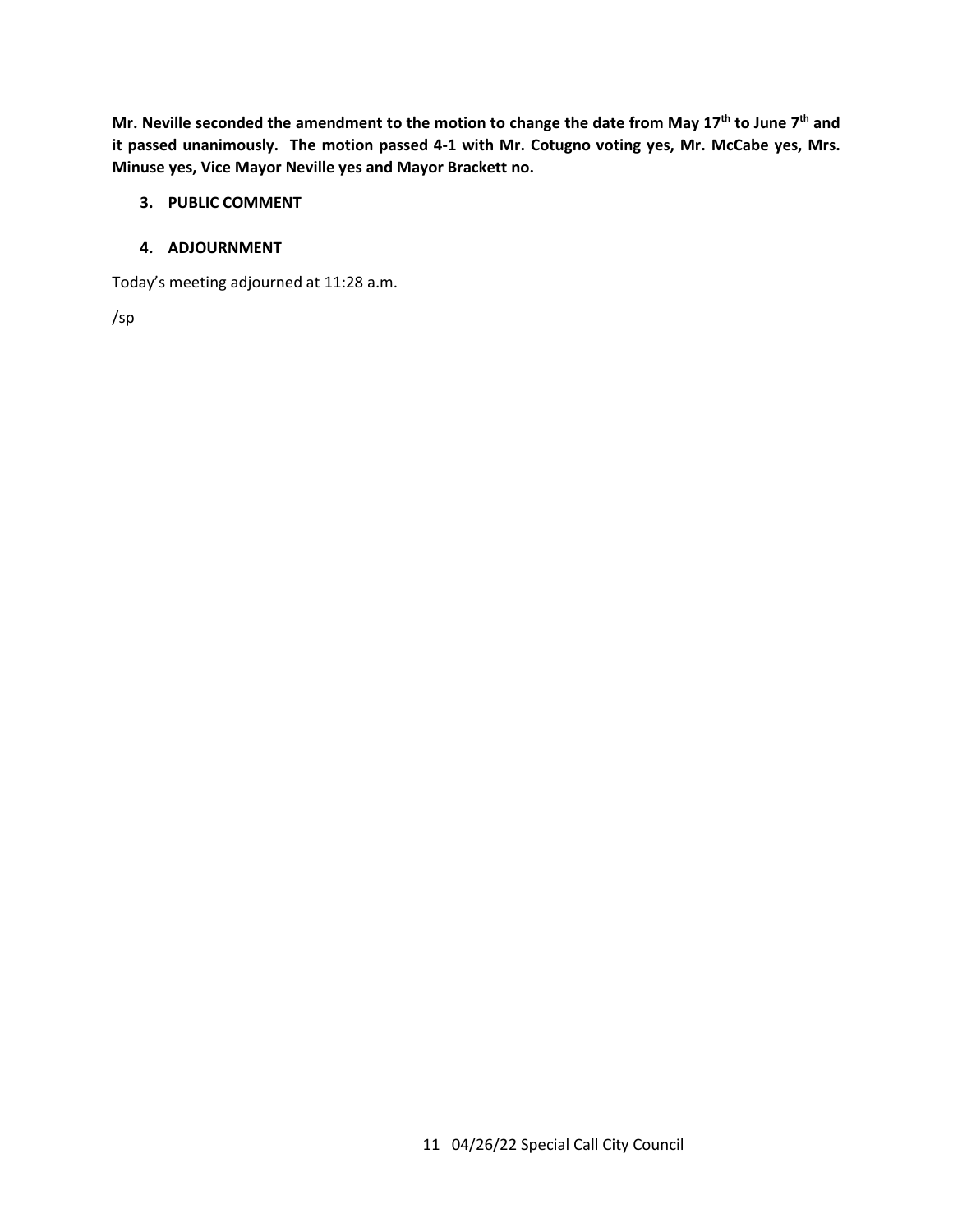**Mr. Neville seconded the amendment to the motion to change the date from May 17th to June 7th and it passed unanimously. The motion passed 4-1 with Mr. Cotugno voting yes, Mr. McCabe yes, Mrs. Minuse yes, Vice Mayor Neville yes and Mayor Brackett no.**

3. **PUBLIC COMMENT**

4. **ADJOURNMENT**

Today's meeting adjourned at 11:28 a.m.

/sp